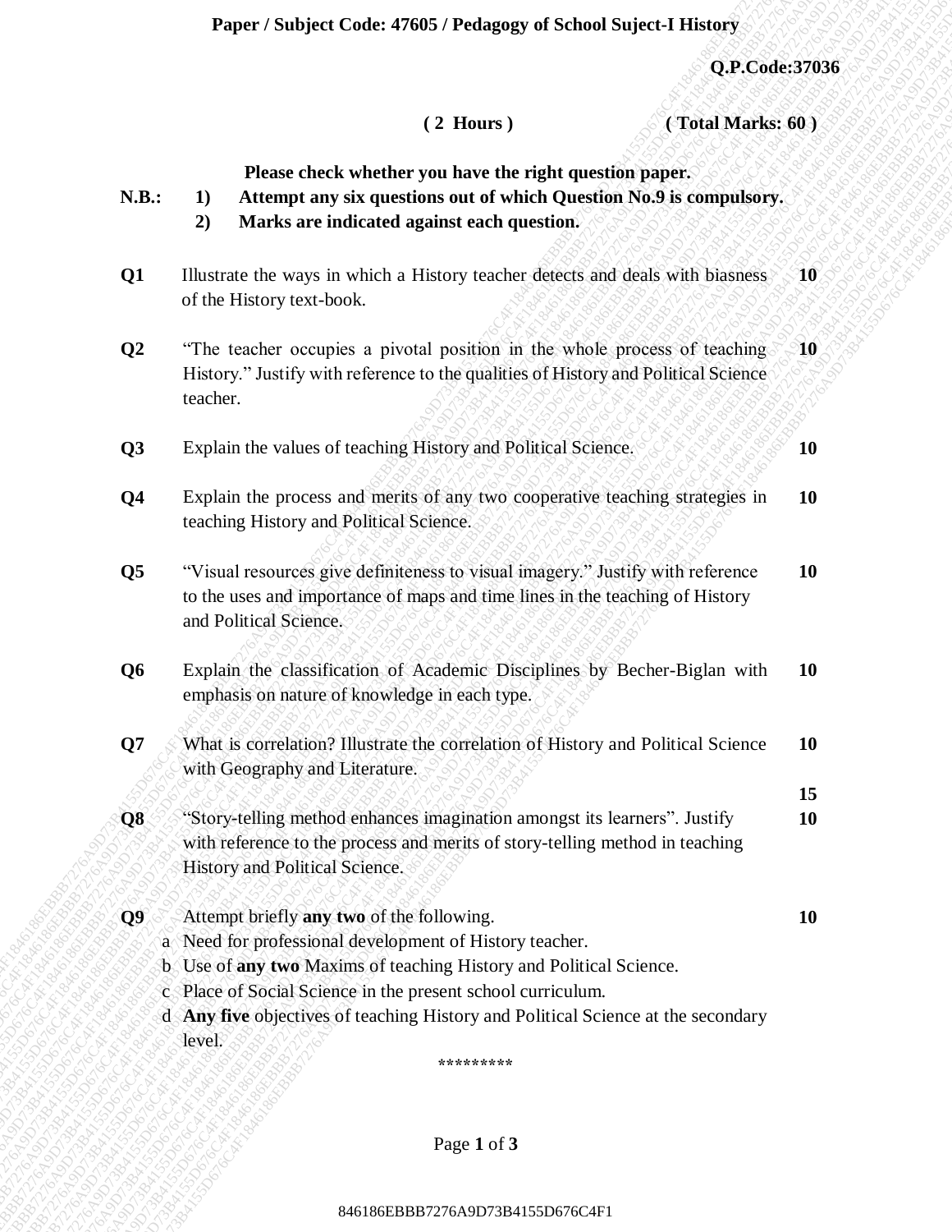**Paper / Subject Code: 47605 / Pedagogy of School Suject-I History**

**Q.P.Code:37036**

**( 2 Hours )** **( Total Marks: 60 )**

**Please check whether you have the right question paper.**

**N.B.:**
1) **Attempt any six questions out of which Question No.9 is compulsory.**
2) **Marks are indicated against each question.**

| | | |
|---|---|---|
| **Q1** | Illustrate the ways in which a History teacher detects and deals with biasness of the History text-book. | **10** |
| **Q2** | "The teacher occupies a pivotal position in the whole process of teaching History." Justify with reference to the qualities of History and Political Science teacher. | **10** |
| **Q3** | Explain the values of teaching History and Political Science. | **10** |
| **Q4** | Explain the process and merits of any two cooperative teaching strategies in teaching History and Political Science. | **10** |
| **Q5** | "Visual resources give definiteness to visual imagery." Justify with reference to the uses and importance of maps and time lines in the teaching of History and Political Science. | **10** |
| **Q6** | Explain the classification of Academic Disciplines by Becher-Biglan with emphasis on nature of knowledge in each type. | **10** |
| **Q7** | What is correlation? Illustrate the correlation of History and Political Science with Geography and Literature. | **10** |
| | | **15** |
| **Q8** | "Story-telling method enhances imagination amongst its learners". Justify with reference to the process and merits of story-telling method in teaching History and Political Science. | **10** |
| **Q9** | Attempt briefly **any two** of the following. | **10** |

a. Need for professional development of History teacher.
b. Use of **any two** Maxims of teaching History and Political Science.
c. Place of Social Science in the present school curriculum.
d. **Any five** objectives of teaching History and Political Science at the secondary level.

*********

846186EBBB7276A9D73B4155D676C4F1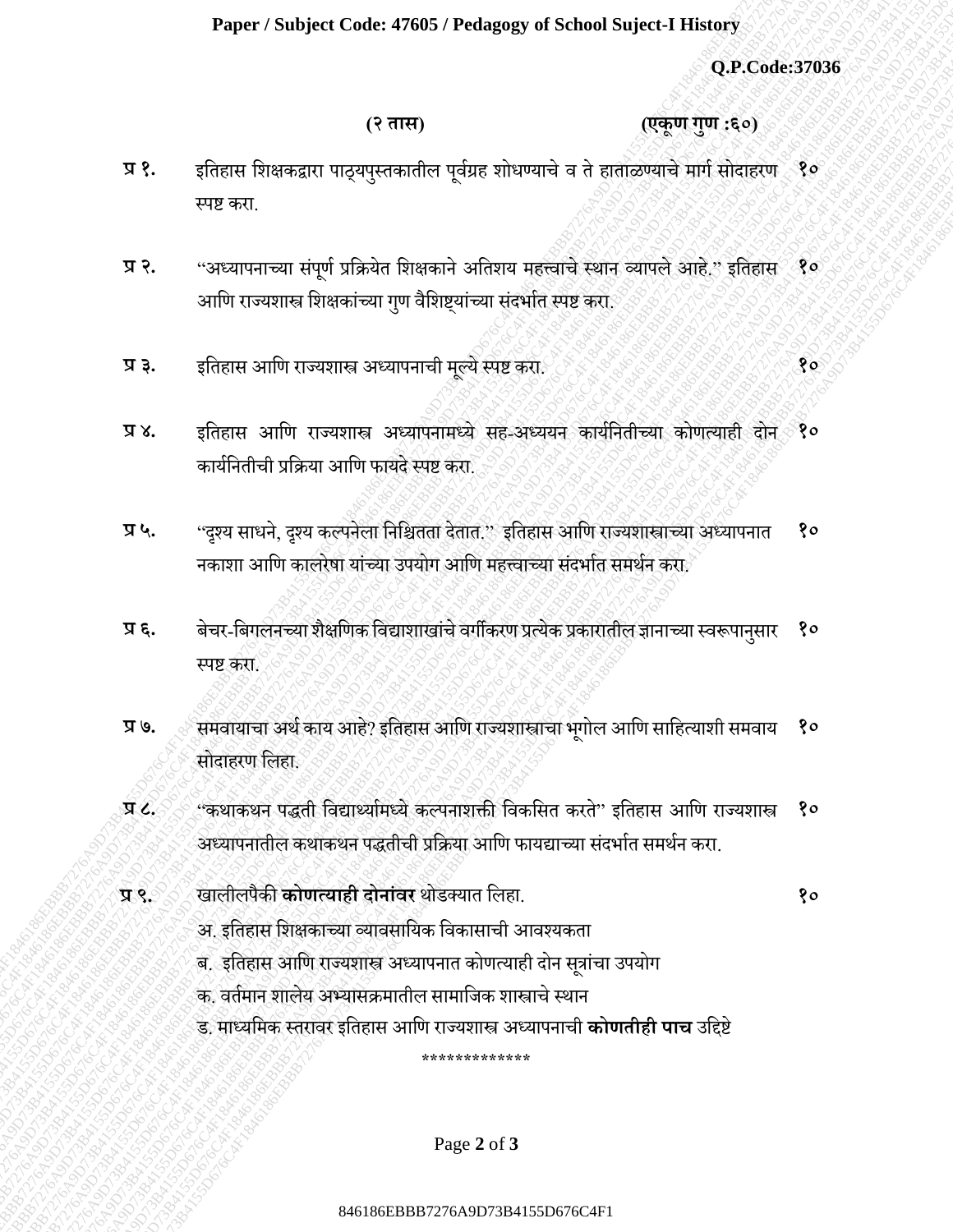**Paper / Subject Code: 47605 / Pedagogy of School Suject-I History**

**Q.P.Code:37036**

**(२ तास) (एकूण गुण :६०)**

**प्र १.** इतिहास शिक्षकद्वारा पाठ्यपुस्तकातील पूर्वग्रह शोधण्याचे व ते हाताळण्याचे मार्ग सोदाहरण स्पष्ट करा. १०

**प्र २.** "अध्यापनाच्या संपूर्ण प्रक्रियेत शिक्षकाने अतिशय महत्त्वाचे स्थान व्यापले आहे." इतिहास आणि राज्यशास्त्र शिक्षकांच्या गुण वैशिष्ट्यांच्या संदर्भात स्पष्ट करा. १०

**प्र ३.** इतिहास आणि राज्यशास्त्र अध्यापनाची मूल्ये स्पष्ट करा. १०

**प्र ४.** इतिहास आणि राज्यशास्त्र अध्यापनामध्ये सह-अध्ययन कार्यनितीच्या कोणत्याही दोन कार्यनितीची प्रक्रिया आणि फायदे स्पष्ट करा. १०

**प्र ५.** "दृश्य साधने, दृश्य कल्पनेला निश्चितता देतात." इतिहास आणि राज्यशास्त्राच्या अध्यापनात नकाशा आणि कालरेषा यांच्या उपयोग आणि महत्त्वाच्या संदर्भात समर्थन करा. १०

**प्र ६.** बेचर-बिगलनच्या शैक्षणिक विद्याशाखांचे वर्गीकरण प्रत्येक प्रकारातील ज्ञानाच्या स्वरूपानुसार स्पष्ट करा. १०

**प्र ७.** समवायाचा अर्थ काय आहे? इतिहास आणि राज्यशास्त्राचा भूगोल आणि साहित्याशी समवाय सोदाहरण लिहा. १०

**प्र ८.** "कथाकथन पद्धती विद्यार्थ्यामध्ये कल्पनाशक्ती विकसित करते" इतिहास आणि राज्यशास्त्र अध्यापनातील कथाकथन पद्धतीची प्रक्रिया आणि फायद्याच्या संदर्भात समर्थन करा. १०

**प्र ९.** खालीलपैकी **कोणत्याही दोनांवर** थोडक्यात लिहा. १०

अ. इतिहास शिक्षकाच्या व्यावसायिक विकासाची आवश्यकता

ब. इतिहास आणि राज्यशास्त्र अध्यापनात कोणत्याही दोन सूत्रांचा उपयोग

क. वर्तमान शालेय अभ्यासक्रमातील सामाजिक शास्त्राचे स्थान

ड. माध्यमिक स्तरावर इतिहास आणि राज्यशास्त्र अध्यापनाची **कोणतीही पाच** उद्दिष्टे

*************

846186EBBB7276A9D73B4155D676C4F1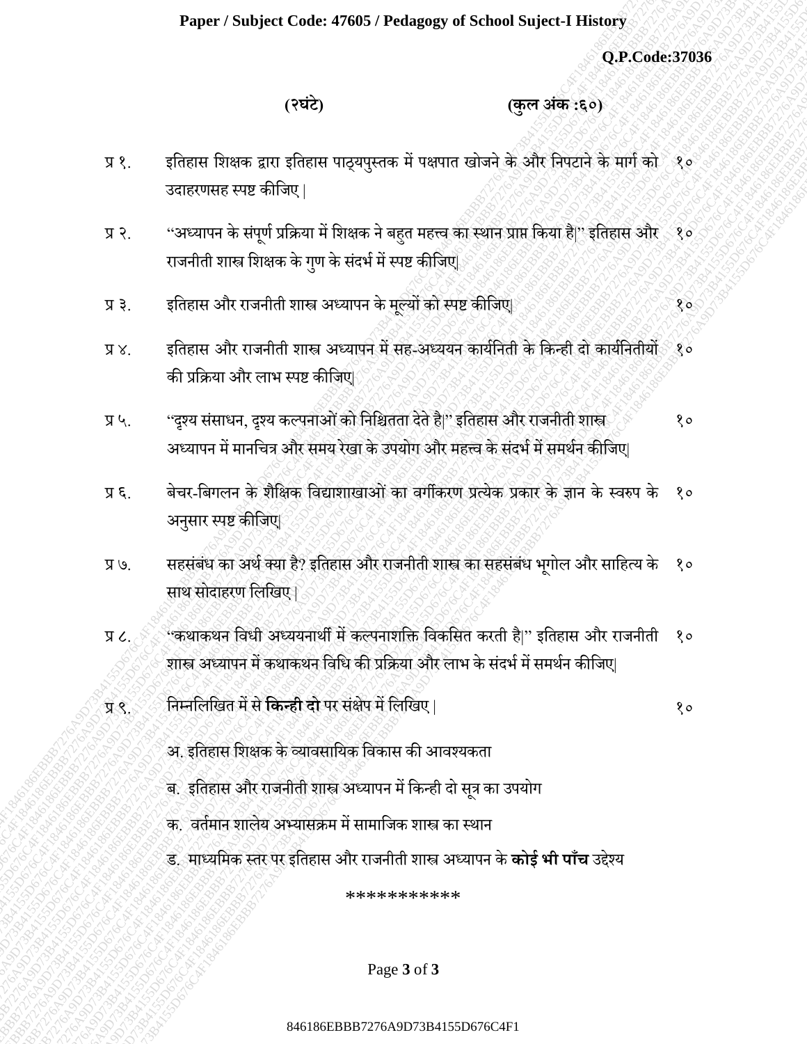**Paper / Subject Code: 47605 / Pedagogy of School Suject-I History**

**Q.P.Code:37036**

**(२घंटे)** **(कुल अंक :६०)**

प्र १. इतिहास शिक्षक द्वारा इतिहास पाठ्यपुस्तक में पक्षपात खोजने के और निपटाने के मार्ग को उदाहरणसह स्पष्ट कीजिए | १०

प्र २. "अध्यापन के संपूर्ण प्रक्रिया में शिक्षक ने बहुत महत्त्व का स्थान प्राप्त किया है|" इतिहास और राजनीती शास्त्र शिक्षक के गुण के संदर्भ में स्पष्ट कीजिए| १०

प्र ३. इतिहास और राजनीती शास्त्र अध्यापन के मूल्यों को स्पष्ट कीजिए| १०

प्र ४. इतिहास और राजनीती शास्त्र अध्यापन में सह-अध्ययन कार्यनिती के किन्ही दो कार्यनितीयों की प्रक्रिया और लाभ स्पष्ट कीजिए| १०

प्र ५. "दृश्य संसाधन, दृश्य कल्पनाओं को निश्चितता देते है|" इतिहास और राजनीती शास्त्र अध्यापन में मानचित्र और समय रेखा के उपयोग और महत्त्व के संदर्भ में समर्थन कीजिए| १०

प्र ६. बेचर-बिगलन के शैक्षिक विद्याशाखाओं का वर्गीकरण प्रत्येक प्रकार के ज्ञान के स्वरुप के अनुसार स्पष्ट कीजिए| १०

प्र ७. सहसंबंध का अर्थ क्या है? इतिहास और राजनीती शास्त्र का सहसंबंध भूगोल और साहित्य के साथ सोदाहरण लिखिए | १०

प्र ८. "कथाकथन विधी अध्ययनार्थी में कल्पनाशक्ति विकसित करती है|" इतिहास और राजनीती शास्त्र अध्यापन में कथाकथन विधि की प्रक्रिया और लाभ के संदर्भ में समर्थन कीजिए| १०

प्र ९. निम्नलिखित में से **किन्ही दो** पर संक्षेप में लिखिए | १०

अ. इतिहास शिक्षक के व्यावसायिक विकास की आवश्यकता

ब. इतिहास और राजनीती शास्त्र अध्यापन में किन्ही दो सूत्र का उपयोग

क. वर्तमान शालेय अभ्यासक्रम में सामाजिक शास्त्र का स्थान

ड. माध्यमिक स्तर पर इतिहास और राजनीती शास्त्र अध्यापन के **कोई भी पाँच** उद्देश्य

\*\*\*\*\*\*\*\*\*\*\*